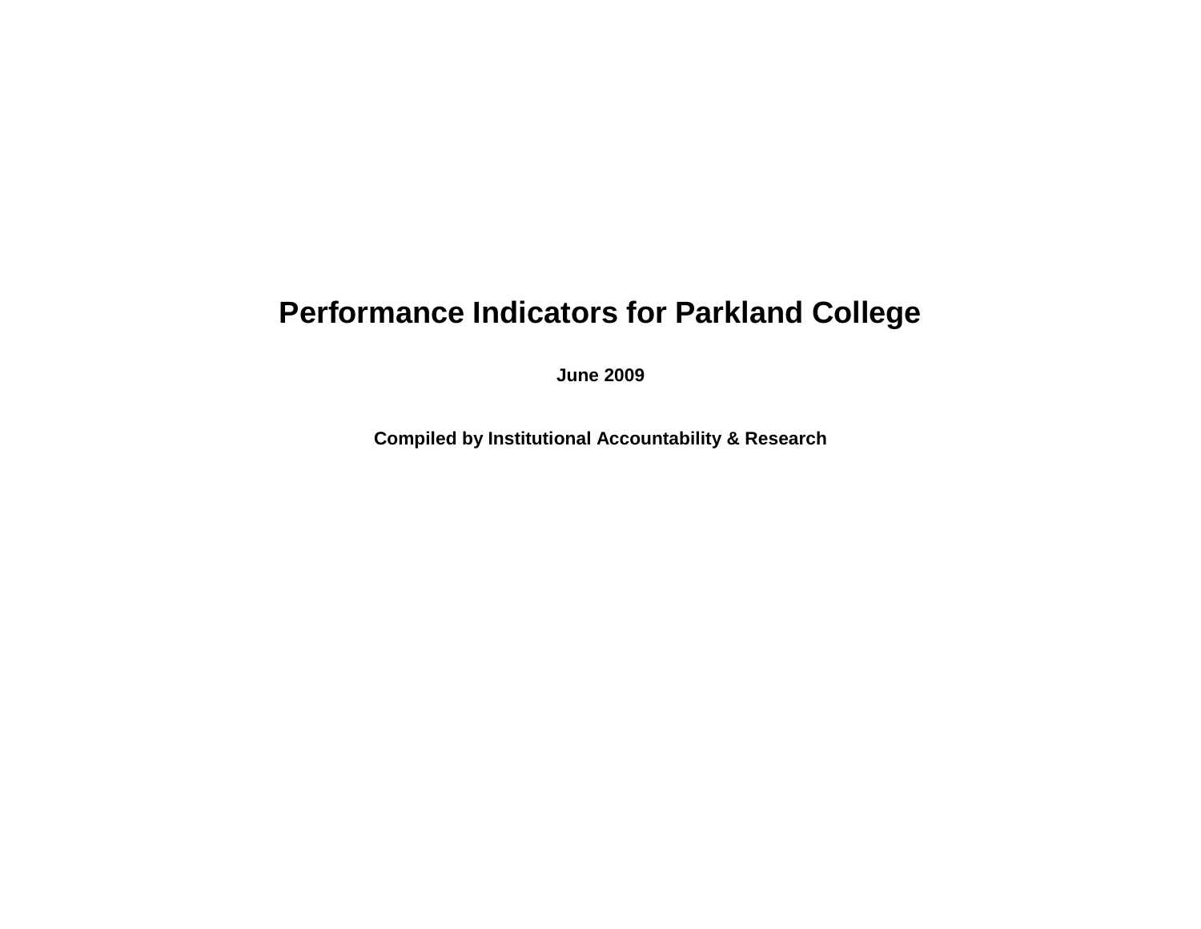# Performance Indicators for Parkland College

**June 2009**

**Compiled by Institutional Accountability & Research**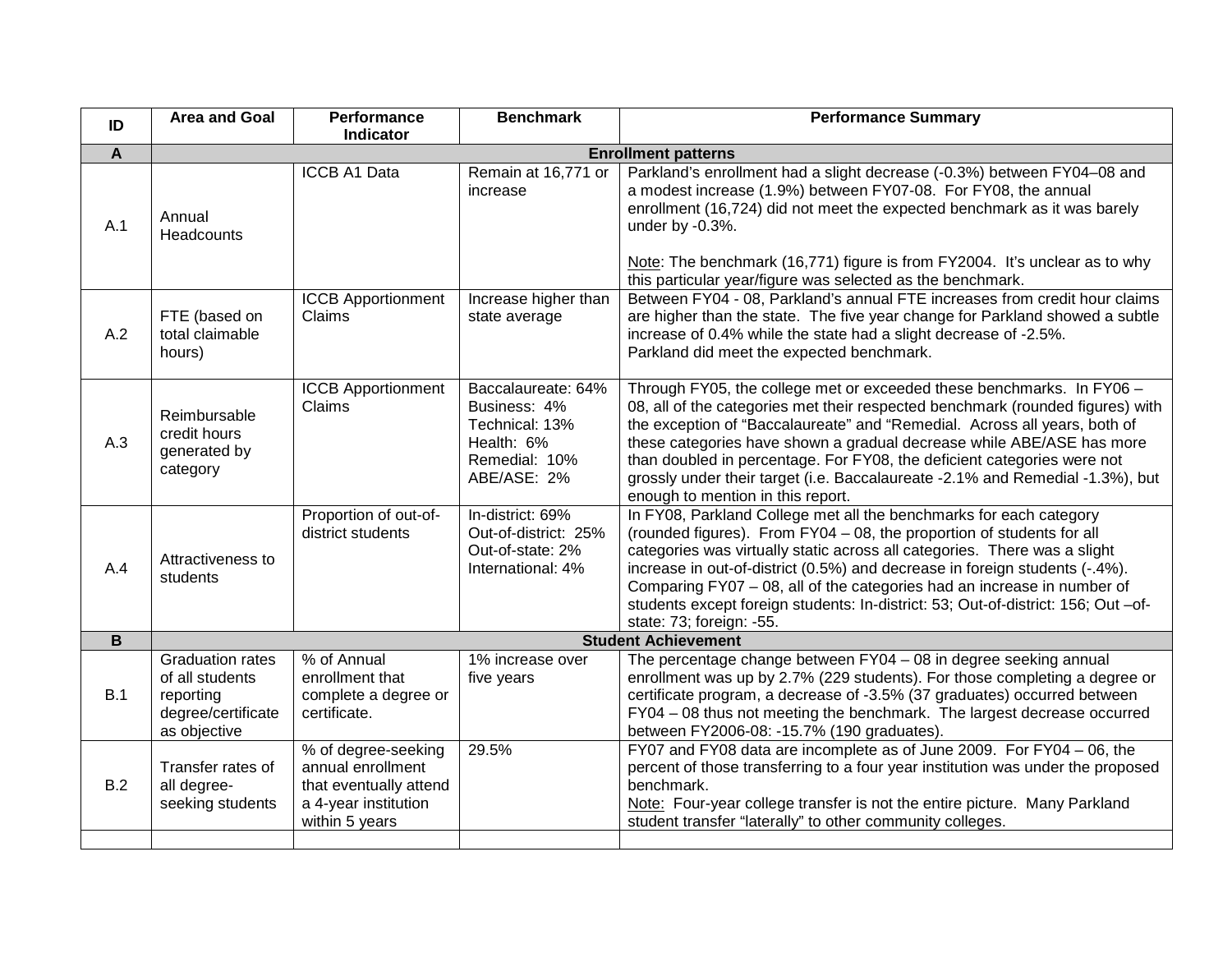| ID | Area and Goal | Performance Indicator | Benchmark | Performance Summary |
|---|---|---|---|---|
| **A** | **Enrollment patterns** | | | |
| A.1 | Annual Headcounts | ICCB A1 Data | Remain at 16,771 or increase | Parkland's enrollment had a slight decrease (-0.3%) between FY04–08 and a modest increase (1.9%) between FY07-08. For FY08, the annual enrollment (16,724) did not meet the expected benchmark as it was barely under by -0.3%.<br><br>Note: The benchmark (16,771) figure is from FY2004. It's unclear as to why this particular year/figure was selected as the benchmark. |
| A.2 | FTE (based on total claimable hours) | ICCB Apportionment Claims | Increase higher than state average | Between FY04 - 08, Parkland's annual FTE increases from credit hour claims are higher than the state. The five year change for Parkland showed a subtle increase of 0.4% while the state had a slight decrease of -2.5%.<br>Parkland did meet the expected benchmark. |
| A.3 | Reimbursable credit hours generated by category | ICCB Apportionment Claims | Baccalaureate: 64%<br>Business: 4%<br>Technical: 13%<br>Health: 6%<br>Remedial: 10%<br>ABE/ASE: 2% | Through FY05, the college met or exceeded these benchmarks. In FY06 – 08, all of the categories met their respected benchmark (rounded figures) with the exception of "Baccalaureate" and "Remedial. Across all years, both of these categories have shown a gradual decrease while ABE/ASE has more than doubled in percentage. For FY08, the deficient categories were not grossly under their target (i.e. Baccalaureate -2.1% and Remedial -1.3%), but enough to mention in this report. |
| A.4 | Attractiveness to students | Proportion of out-of-district students | In-district: 69%<br>Out-of-district: 25%<br>Out-of-state: 2%<br>International: 4% | In FY08, Parkland College met all the benchmarks for each category (rounded figures). From FY04 – 08, the proportion of students for all categories was virtually static across all categories. There was a slight increase in out-of-district (0.5%) and decrease in foreign students (-.4%). Comparing FY07 – 08, all of the categories had an increase in number of students except foreign students: In-district: 53; Out-of-district: 156; Out –of-state: 73; foreign: -55. |
| **B** | **Student Achievement** | | | |
| B.1 | Graduation rates of all students reporting degree/certificate as objective | % of Annual enrollment that complete a degree or certificate. | 1% increase over five years | The percentage change between FY04 – 08 in degree seeking annual enrollment was up by 2.7% (229 students). For those completing a degree or certificate program, a decrease of -3.5% (37 graduates) occurred between FY04 – 08 thus not meeting the benchmark. The largest decrease occurred between FY2006-08: -15.7% (190 graduates). |
| B.2 | Transfer rates of all degree-seeking students | % of degree-seeking annual enrollment that eventually attend a 4-year institution within 5 years | 29.5% | FY07 and FY08 data are incomplete as of June 2009. For FY04 – 06, the percent of those transferring to a four year institution was under the proposed benchmark.<br>Note: Four-year college transfer is not the entire picture. Many Parkland student transfer "laterally" to other community colleges. |
| | | | | |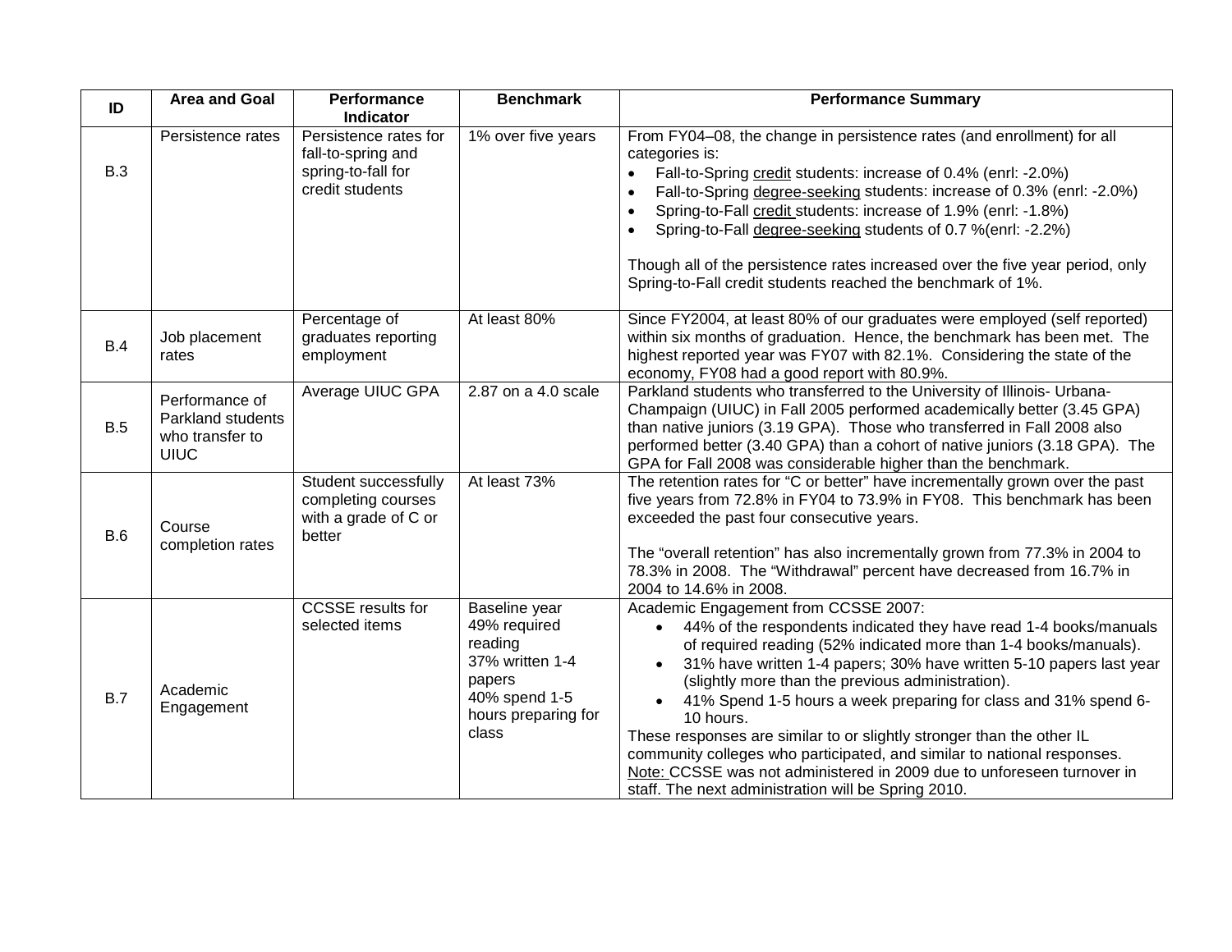| ID | Area and Goal | Performance Indicator | Benchmark | Performance Summary |
|---|---|---|---|---|
| B.3 | Persistence rates | Persistence rates for fall-to-spring and spring-to-fall for credit students | 1% over five years | From FY04–08, the change in persistence rates (and enrollment) for all categories is:<br>• Fall-to-Spring <u>credit</u> students: increase of 0.4% (enrl: -2.0%)<br>• Fall-to-Spring <u>degree-seeking</u> students: increase of 0.3% (enrl: -2.0%)<br>• Spring-to-Fall <u>credit</u> students: increase of 1.9% (enrl: -1.8%)<br>• Spring-to-Fall <u>degree-seeking</u> students of 0.7 %(enrl: -2.2%)<br><br>Though all of the persistence rates increased over the five year period, only Spring-to-Fall credit students reached the benchmark of 1%. |
| B.4 | Job placement rates | Percentage of graduates reporting employment | At least 80% | Since FY2004, at least 80% of our graduates were employed (self reported) within six months of graduation. Hence, the benchmark has been met. The highest reported year was FY07 with 82.1%. Considering the state of the economy, FY08 had a good report with 80.9%. |
| B.5 | Performance of Parkland students who transfer to UIUC | Average UIUC GPA | 2.87 on a 4.0 scale | Parkland students who transferred to the University of Illinois- Urbana-Champaign (UIUC) in Fall 2005 performed academically better (3.45 GPA) than native juniors (3.19 GPA). Those who transferred in Fall 2008 also performed better (3.40 GPA) than a cohort of native juniors (3.18 GPA). The GPA for Fall 2008 was considerable higher than the benchmark. |
| B.6 | Course completion rates | Student successfully completing courses with a grade of C or better | At least 73% | The retention rates for "C or better" have incrementally grown over the past five years from 72.8% in FY04 to 73.9% in FY08. This benchmark has been exceeded the past four consecutive years.<br><br>The "overall retention" has also incrementally grown from 77.3% in 2004 to 78.3% in 2008. The "Withdrawal" percent have decreased from 16.7% in 2004 to 14.6% in 2008. |
| B.7 | Academic Engagement | CCSSE results for selected items | Baseline year<br>49% required reading<br>37% written 1-4 papers<br>40% spend 1-5 hours preparing for class | Academic Engagement from CCSSE 2007:<br>• 44% of the respondents indicated they have read 1-4 books/manuals of required reading (52% indicated more than 1-4 books/manuals).<br>• 31% have written 1-4 papers; 30% have written 5-10 papers last year (slightly more than the previous administration).<br>• 41% Spend 1-5 hours a week preparing for class and 31% spend 6-10 hours.<br>These responses are similar to or slightly stronger than the other IL community colleges who participated, and similar to national responses.<br><u>Note:</u> CCSSE was not administered in 2009 due to unforeseen turnover in staff. The next administration will be Spring 2010. |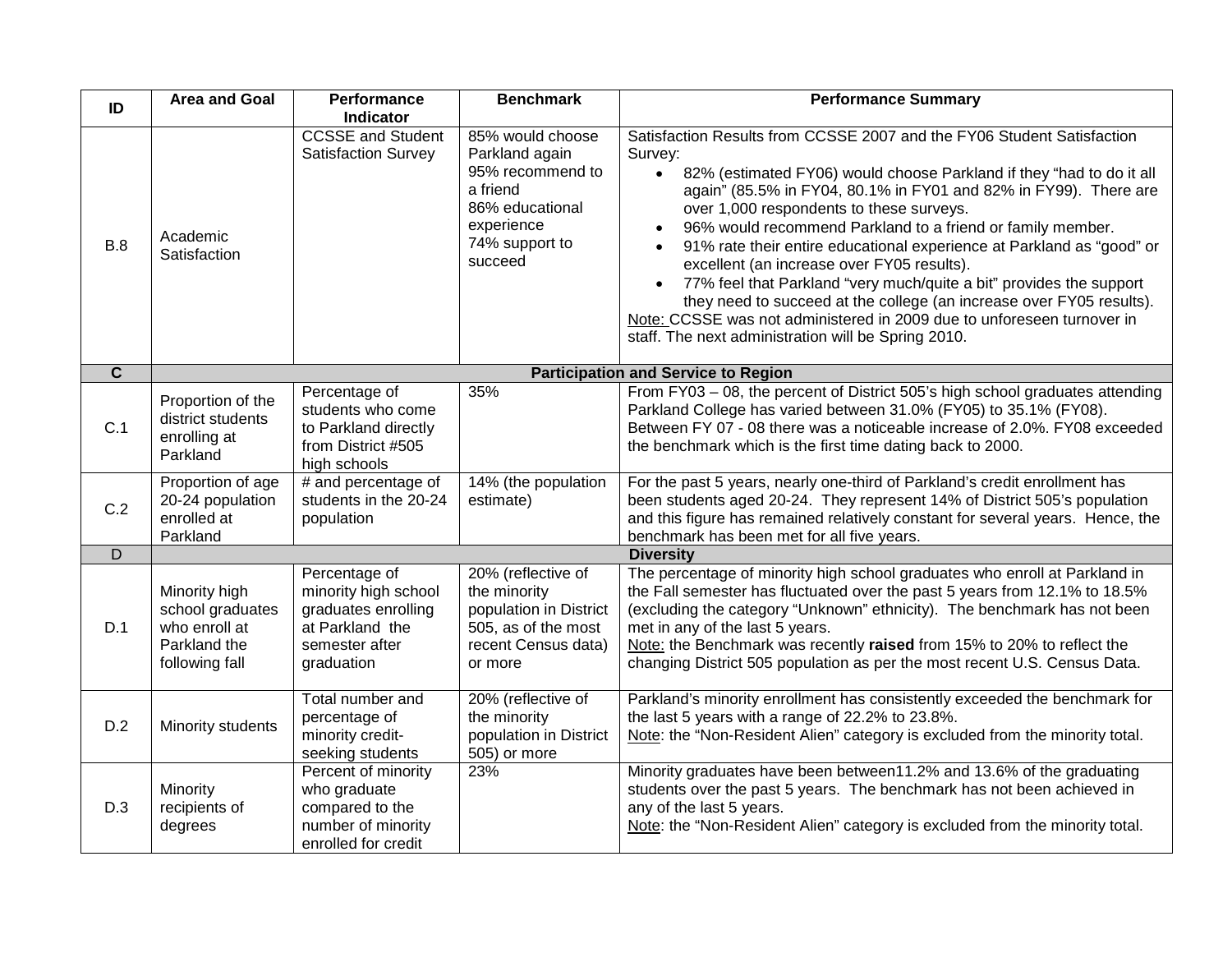| ID | Area and Goal | Performance Indicator | Benchmark | Performance Summary |
|---|---|---|---|---|
| B.8 | Academic Satisfaction | CCSSE and Student Satisfaction Survey | 85% would choose Parkland again<br>95% recommend to a friend<br>86% educational experience<br>74% support to succeed | Satisfaction Results from CCSSE 2007 and the FY06 Student Satisfaction Survey:<br>• 82% (estimated FY06) would choose Parkland if they "had to do it all again" (85.5% in FY04, 80.1% in FY01 and 82% in FY99). There are over 1,000 respondents to these surveys.<br>• 96% would recommend Parkland to a friend or family member.<br>• 91% rate their entire educational experience at Parkland as "good" or excellent (an increase over FY05 results).<br>• 77% feel that Parkland "very much/quite a bit" provides the support they need to succeed at the college (an increase over FY05 results).<br>Note: CCSSE was not administered in 2009 due to unforeseen turnover in staff. The next administration will be Spring 2010. |
| **C** | **Participation and Service to Region** | | | |
| C.1 | Proportion of the district students enrolling at Parkland | Percentage of students who come to Parkland directly from District #505 high schools | 35% | From FY03 – 08, the percent of District 505's high school graduates attending Parkland College has varied between 31.0% (FY05) to 35.1% (FY08). Between FY 07 - 08 there was a noticeable increase of 2.0%. FY08 exceeded the benchmark which is the first time dating back to 2000. |
| C.2 | Proportion of age 20-24 population enrolled at Parkland | # and percentage of students in the 20-24 population | 14% (the population estimate) | For the past 5 years, nearly one-third of Parkland's credit enrollment has been students aged 20-24. They represent 14% of District 505's population and this figure has remained relatively constant for several years. Hence, the benchmark has been met for all five years. |
| D | **Diversity** | | | |
| D.1 | Minority high school graduates who enroll at Parkland the following fall | Percentage of minority high school graduates enrolling at Parkland the semester after graduation | 20% (reflective of the minority population in District 505, as of the most recent Census data) or more | The percentage of minority high school graduates who enroll at Parkland in the Fall semester has fluctuated over the past 5 years from 12.1% to 18.5% (excluding the category "Unknown" ethnicity). The benchmark has not been met in any of the last 5 years.<br>Note: the Benchmark was recently **raised** from 15% to 20% to reflect the changing District 505 population as per the most recent U.S. Census Data. |
| D.2 | Minority students | Total number and percentage of minority credit-seeking students | 20% (reflective of the minority population in District 505) or more | Parkland's minority enrollment has consistently exceeded the benchmark for the last 5 years with a range of 22.2% to 23.8%.<br>Note: the "Non-Resident Alien" category is excluded from the minority total. |
| D.3 | Minority recipients of degrees | Percent of minority who graduate compared to the number of minority enrolled for credit | 23% | Minority graduates have been between11.2% and 13.6% of the graduating students over the past 5 years. The benchmark has not been achieved in any of the last 5 years.<br>Note: the "Non-Resident Alien" category is excluded from the minority total. |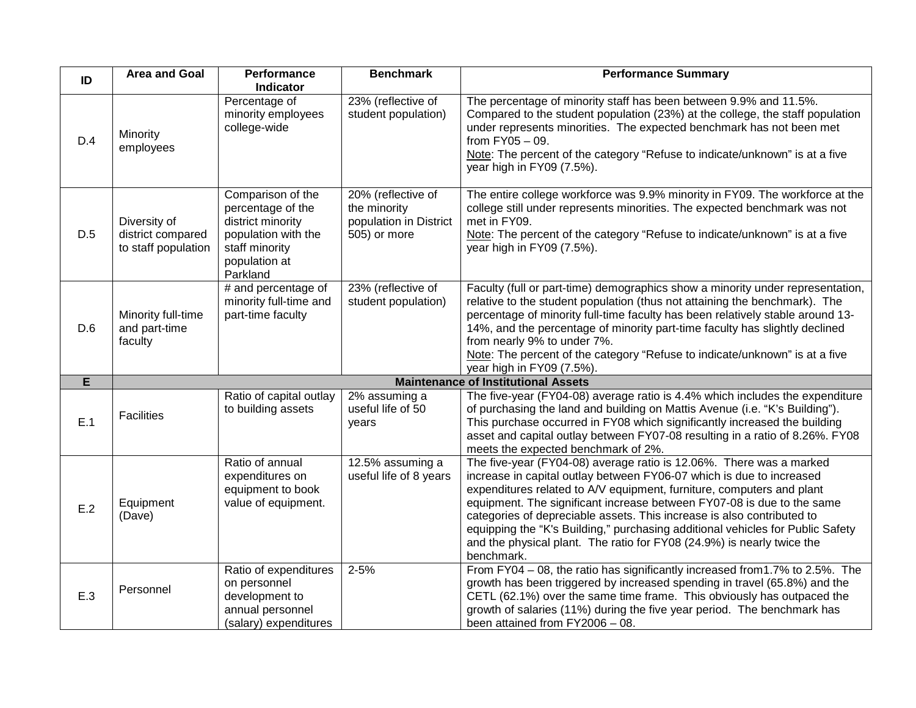| ID | Area and Goal | Performance Indicator | Benchmark | Performance Summary |
|---|---|---|---|---|
| D.4 | Minority employees | Percentage of minority employees college-wide | 23% (reflective of student population) | The percentage of minority staff has been between 9.9% and 11.5%. Compared to the student population (23%) at the college, the staff population under represents minorities. The expected benchmark has not been met from FY05 – 09.<br>Note: The percent of the category "Refuse to indicate/unknown" is at a five year high in FY09 (7.5%). |
| D.5 | Diversity of district compared to staff population | Comparison of the percentage of the district minority population with the staff minority population at Parkland | 20% (reflective of the minority population in District 505) or more | The entire college workforce was 9.9% minority in FY09. The workforce at the college still under represents minorities. The expected benchmark was not met in FY09.<br>Note: The percent of the category "Refuse to indicate/unknown" is at a five year high in FY09 (7.5%). |
| D.6 | Minority full-time and part-time faculty | # and percentage of minority full-time and part-time faculty | 23% (reflective of student population) | Faculty (full or part-time) demographics show a minority under representation, relative to the student population (thus not attaining the benchmark). The percentage of minority full-time faculty has been relatively stable around 13-14%, and the percentage of minority part-time faculty has slightly declined from nearly 9% to under 7%.<br>Note: The percent of the category "Refuse to indicate/unknown" is at a five year high in FY09 (7.5%). |
| **E** | **Maintenance of Institutional Assets** | | | |
| E.1 | Facilities | Ratio of capital outlay to building assets | 2% assuming a useful life of 50 years | The five-year (FY04-08) average ratio is 4.4% which includes the expenditure of purchasing the land and building on Mattis Avenue (i.e. "K's Building"). This purchase occurred in FY08 which significantly increased the building asset and capital outlay between FY07-08 resulting in a ratio of 8.26%. FY08 meets the expected benchmark of 2%. |
| E.2 | Equipment (Dave) | Ratio of annual expenditures on equipment to book value of equipment. | 12.5% assuming a useful life of 8 years | The five-year (FY04-08) average ratio is 12.06%. There was a marked increase in capital outlay between FY06-07 which is due to increased expenditures related to A/V equipment, furniture, computers and plant equipment. The significant increase between FY07-08 is due to the same categories of depreciable assets. This increase is also contributed to equipping the "K's Building," purchasing additional vehicles for Public Safety and the physical plant. The ratio for FY08 (24.9%) is nearly twice the benchmark. |
| E.3 | Personnel | Ratio of expenditures on personnel development to annual personnel (salary) expenditures | 2-5% | From FY04 – 08, the ratio has significantly increased from1.7% to 2.5%. The growth has been triggered by increased spending in travel (65.8%) and the CETL (62.1%) over the same time frame. This obviously has outpaced the growth of salaries (11%) during the five year period. The benchmark has been attained from FY2006 – 08. |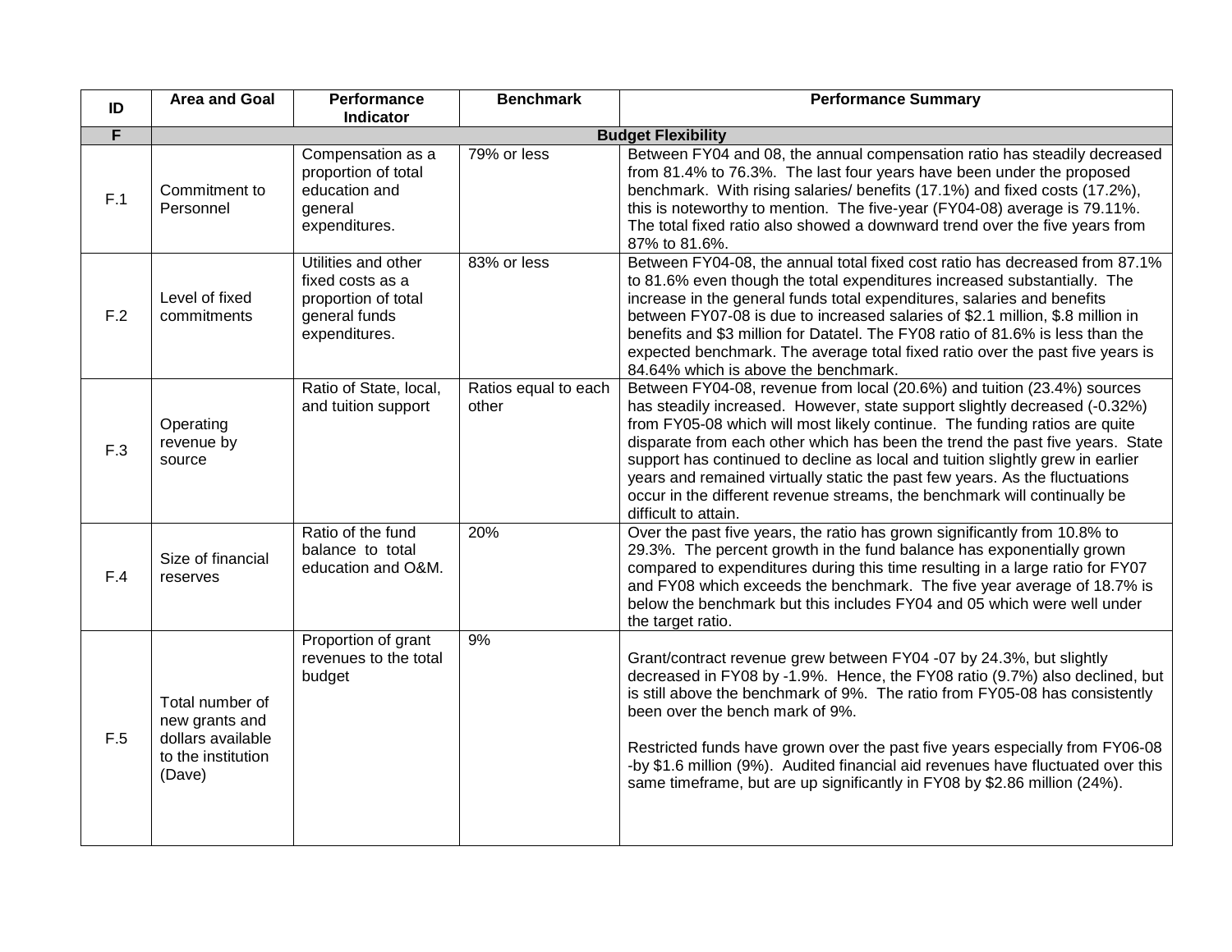| ID | Area and Goal | Performance Indicator | Benchmark | Performance Summary |
|---|---|---|---|---|
| **F** | **Budget Flexibility** | | | |
| F.1 | Commitment to Personnel | Compensation as a proportion of total education and general expenditures. | 79% or less | Between FY04 and 08, the annual compensation ratio has steadily decreased from 81.4% to 76.3%. The last four years have been under the proposed benchmark. With rising salaries/ benefits (17.1%) and fixed costs (17.2%), this is noteworthy to mention. The five-year (FY04-08) average is 79.11%. The total fixed ratio also showed a downward trend over the five years from 87% to 81.6%. |
| F.2 | Level of fixed commitments | Utilities and other fixed costs as a proportion of total general funds expenditures. | 83% or less | Between FY04-08, the annual total fixed cost ratio has decreased from 87.1% to 81.6% even though the total expenditures increased substantially. The increase in the general funds total expenditures, salaries and benefits between FY07-08 is due to increased salaries of $2.1 million, $.8 million in benefits and $3 million for Datatel. The FY08 ratio of 81.6% is less than the expected benchmark. The average total fixed ratio over the past five years is 84.64% which is above the benchmark. |
| F.3 | Operating revenue by source | Ratio of State, local, and tuition support | Ratios equal to each other | Between FY04-08, revenue from local (20.6%) and tuition (23.4%) sources has steadily increased. However, state support slightly decreased (-0.32%) from FY05-08 which will most likely continue. The funding ratios are quite disparate from each other which has been the trend the past five years. State support has continued to decline as local and tuition slightly grew in earlier years and remained virtually static the past few years. As the fluctuations occur in the different revenue streams, the benchmark will continually be difficult to attain. |
| F.4 | Size of financial reserves | Ratio of the fund balance to total education and O&M. | 20% | Over the past five years, the ratio has grown significantly from 10.8% to 29.3%. The percent growth in the fund balance has exponentially grown compared to expenditures during this time resulting in a large ratio for FY07 and FY08 which exceeds the benchmark. The five year average of 18.7% is below the benchmark but this includes FY04 and 05 which were well under the target ratio. |
| F.5 | Total number of new grants and dollars available to the institution (Dave) | Proportion of grant revenues to the total budget | 9% | Grant/contract revenue grew between FY04 -07 by 24.3%, but slightly decreased in FY08 by -1.9%. Hence, the FY08 ratio (9.7%) also declined, but is still above the benchmark of 9%. The ratio from FY05-08 has consistently been over the bench mark of 9%.<br><br>Restricted funds have grown over the past five years especially from FY06-08 -by $1.6 million (9%). Audited financial aid revenues have fluctuated over this same timeframe, but are up significantly in FY08 by $2.86 million (24%). |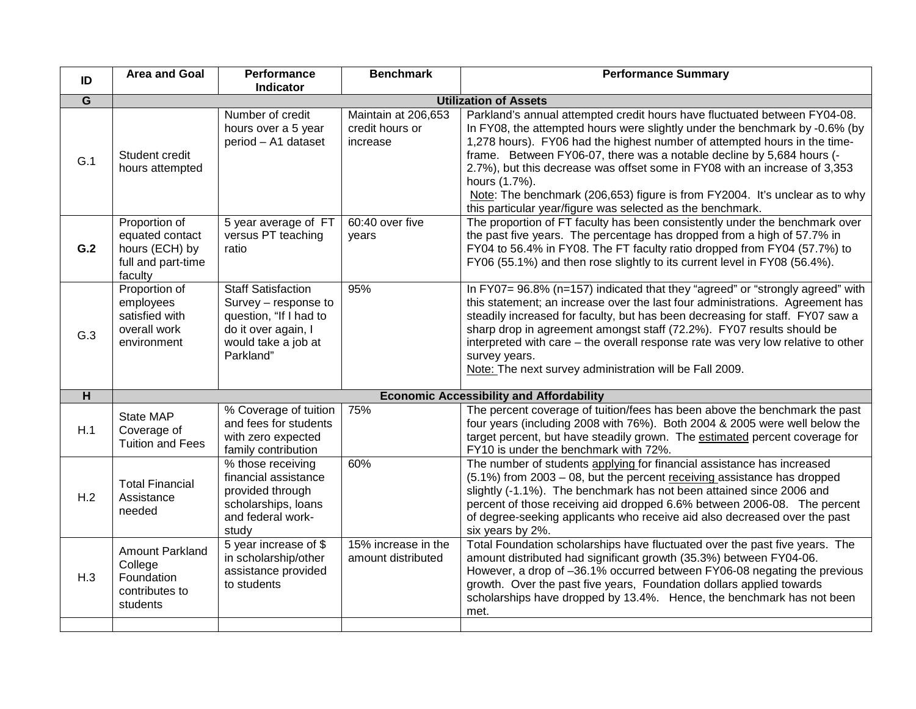| ID | Area and Goal | Performance Indicator | Benchmark | Performance Summary |
|---|---|---|---|---|
| **G** | **Utilization of Assets** | | | |
| G.1 | Student credit hours attempted | Number of credit hours over a 5 year period – A1 dataset | Maintain at 206,653 credit hours or increase | Parkland's annual attempted credit hours have fluctuated between FY04-08. In FY08, the attempted hours were slightly under the benchmark by -0.6% (by 1,278 hours). FY06 had the highest number of attempted hours in the time-frame. Between FY06-07, there was a notable decline by 5,684 hours (-2.7%), but this decrease was offset some in FY08 with an increase of 3,353 hours (1.7%). <br> Note: The benchmark (206,653) figure is from FY2004. It's unclear as to why this particular year/figure was selected as the benchmark. |
| **G.2** | Proportion of equated contact hours (ECH) by full and part-time faculty | 5 year average of FT versus PT teaching ratio | 60:40 over five years | The proportion of FT faculty has been consistently under the benchmark over the past five years. The percentage has dropped from a high of 57.7% in FY04 to 56.4% in FY08. The FT faculty ratio dropped from FY04 (57.7%) to FY06 (55.1%) and then rose slightly to its current level in FY08 (56.4%). |
| G.3 | Proportion of employees satisfied with overall work environment | Staff Satisfaction Survey – response to question, "If I had to do it over again, I would take a job at Parkland" | 95% | In FY07= 96.8% (n=157) indicated that they "agreed" or "strongly agreed" with this statement; an increase over the last four administrations. Agreement has steadily increased for faculty, but has been decreasing for staff. FY07 saw a sharp drop in agreement amongst staff (72.2%). FY07 results should be interpreted with care – the overall response rate was very low relative to other survey years. <br> Note: The next survey administration will be Fall 2009. |
| **H** | **Economic Accessibility and Affordability** | | | |
| H.1 | State MAP Coverage of Tuition and Fees | % Coverage of tuition and fees for students with zero expected family contribution | 75% | The percent coverage of tuition/fees has been above the benchmark the past four years (including 2008 with 76%). Both 2004 & 2005 were well below the target percent, but have steadily grown. The estimated percent coverage for FY10 is under the benchmark with 72%. |
| H.2 | Total Financial Assistance needed | % those receiving financial assistance provided through scholarships, loans and federal work-study | 60% | The number of students applying for financial assistance has increased (5.1%) from 2003 – 08, but the percent receiving assistance has dropped slightly (-1.1%). The benchmark has not been attained since 2006 and percent of those receiving aid dropped 6.6% between 2006-08. The percent of degree-seeking applicants who receive aid also decreased over the past six years by 2%. |
| H.3 | Amount Parkland College Foundation contributes to students | 5 year increase of $ in scholarship/other assistance provided to students | 15% increase in the amount distributed | Total Foundation scholarships have fluctuated over the past five years. The amount distributed had significant growth (35.3%) between FY04-06. However, a drop of –36.1% occurred between FY06-08 negating the previous growth. Over the past five years, Foundation dollars applied towards scholarships have dropped by 13.4%. Hence, the benchmark has not been met. |
| | | | | |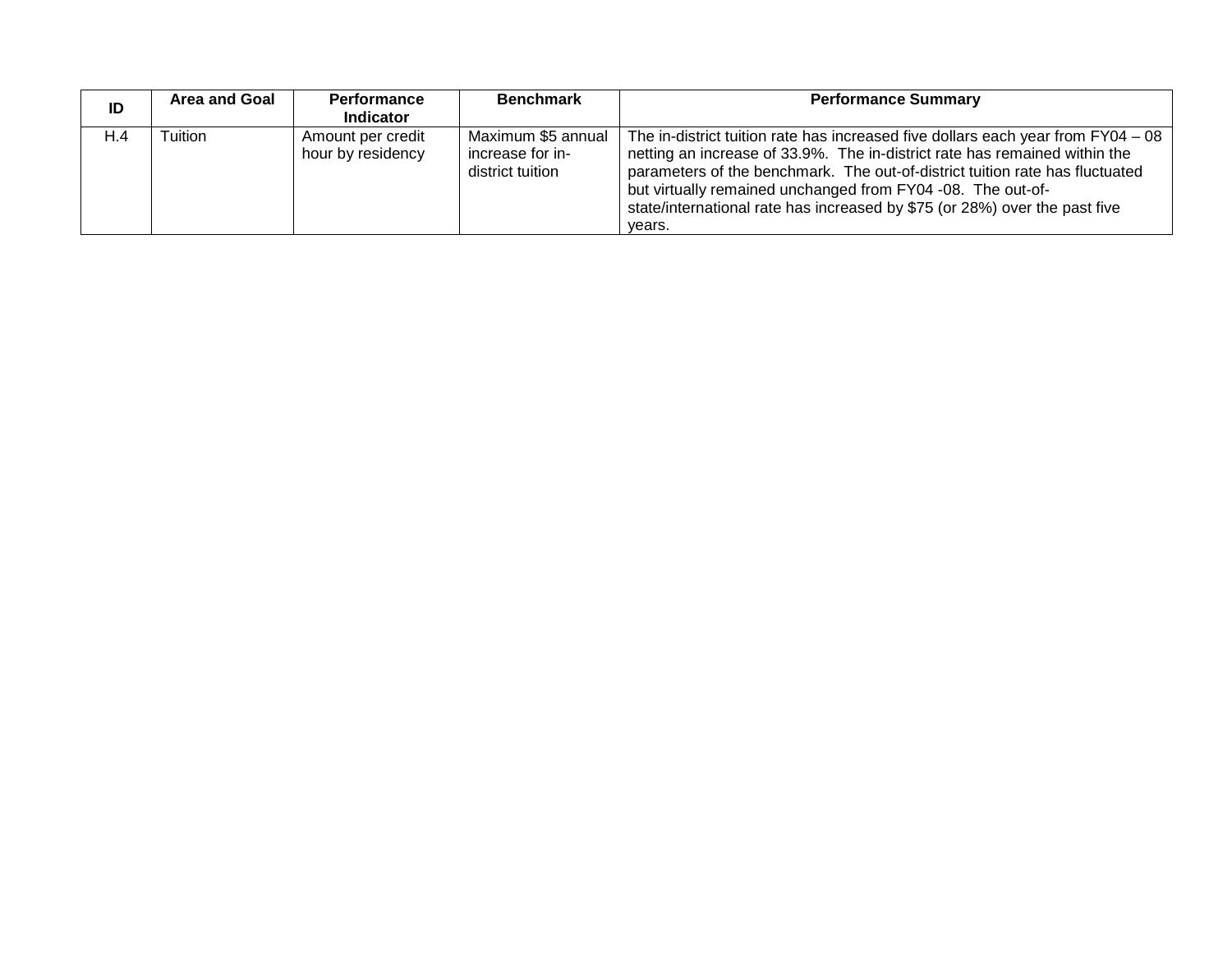| ID | Area and Goal | Performance Indicator | Benchmark | Performance Summary |
|---|---|---|---|---|
| H.4 | Tuition | Amount per credit hour by residency | Maximum $5 annual increase for in-district tuition | The in-district tuition rate has increased five dollars each year from FY04 – 08 netting an increase of 33.9%. The in-district rate has remained within the parameters of the benchmark. The out-of-district tuition rate has fluctuated but virtually remained unchanged from FY04 -08. The out-of-state/international rate has increased by $75 (or 28%) over the past five years. |